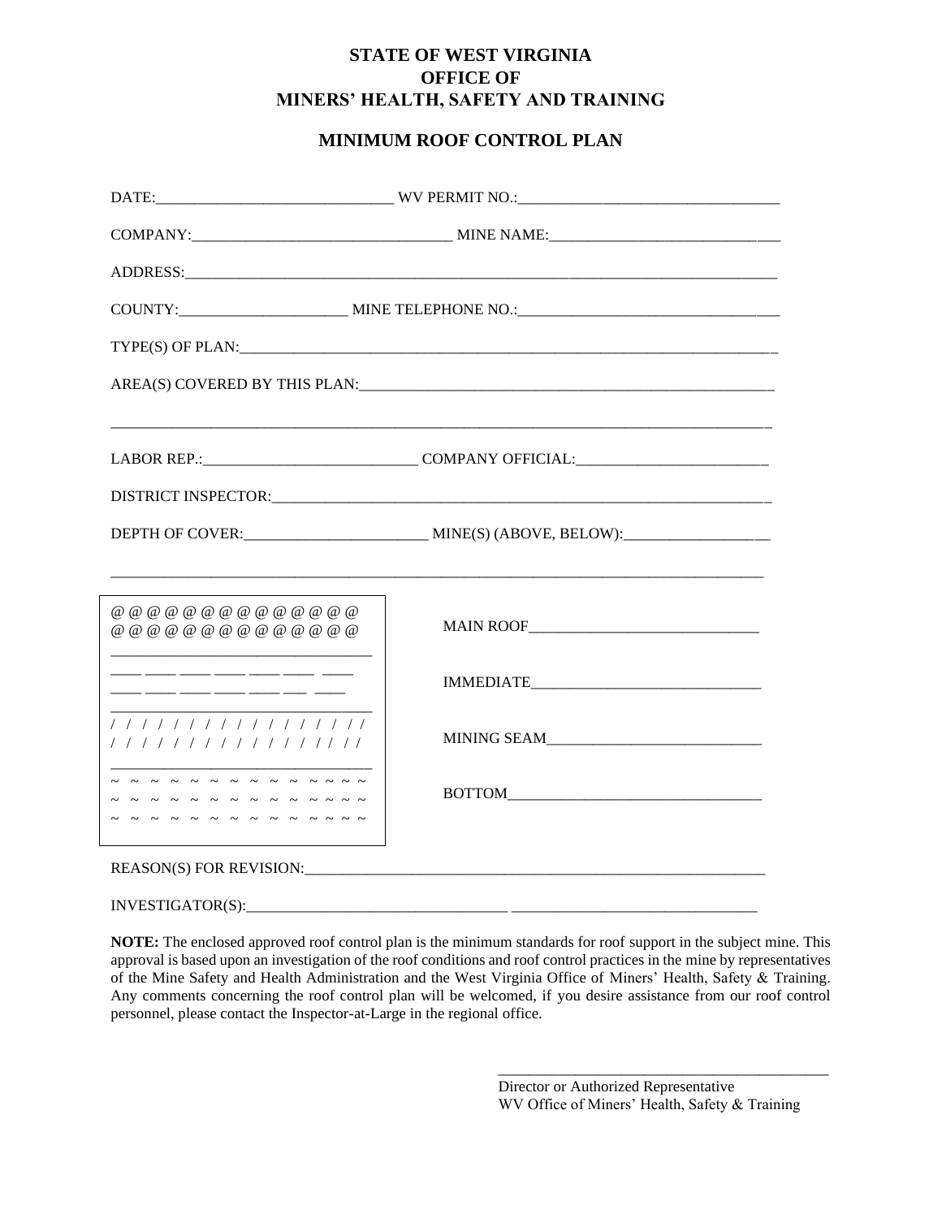# STATE OF WEST VIRGINIA
# OFFICE OF
# MINERS' HEALTH, SAFETY AND TRAINING

## MINIMUM ROOF CONTROL PLAN

DATE:______________________________ WV PERMIT NO.:__________________________________

COMPANY:_________________________________ MINE NAME:_____________________________

ADDRESS:_______________________________________________________________________________

COUNTY:_____________________ MINE TELEPHONE NO.:_________________________________

TYPE(S) OF PLAN:________________________________________________________________________

AREA(S) COVERED BY THIS PLAN:__________________________________________________________

_______________________________________________________________________________________

LABOR REP.:___________________________ COMPANY OFFICIAL:_________________________

DISTRICT INSPECTOR:_____________________________________________________________________

DEPTH OF COVER:_______________________ MINE(S) (ABOVE, BELOW):___________________

_______________________________________________________________________________________

| Strata | Description |
|---|---|
| @ @ @ @ @ @ @ @ @ @ @ @ @ @<br>@ @ @ @ @ @ @ @ @ @ @ @ @ @ | MAIN ROOF______________________________ |
| ____ ____ ____ ____ ____ ____ ____<br>____ ____ ____ ____ ____ ___ ____ | IMMEDIATE______________________________ |
| / / / / / / / / / / / / / / / / /<br>/ / / / / / / / / / / / / / / / / | MINING SEAM____________________________ |
| ~ ~ ~ ~ ~ ~ ~ ~ ~ ~ ~ ~ ~ ~<br>~ ~ ~ ~ ~ ~ ~ ~ ~ ~ ~ ~ ~ ~<br>~ ~ ~ ~ ~ ~ ~ ~ ~ ~ ~ ~ ~ ~ | BOTTOM_________________________________ |

REASON(S) FOR REVISION:_________________________________________________________________

INVESTIGATOR(S):__________________________________ ________________________________

**NOTE:** The enclosed approved roof control plan is the minimum standards for roof support in the subject mine. This approval is based upon an investigation of the roof conditions and roof control practices in the mine by representatives of the Mine Safety and Health Administration and the West Virginia Office of Miners' Health, Safety & Training. Any comments concerning the roof control plan will be welcomed, if you desire assistance from our roof control personnel, please contact the Inspector-at-Large in the regional office.

____________________________________________

Director or Authorized Representative
WV Office of Miners' Health, Safety & Training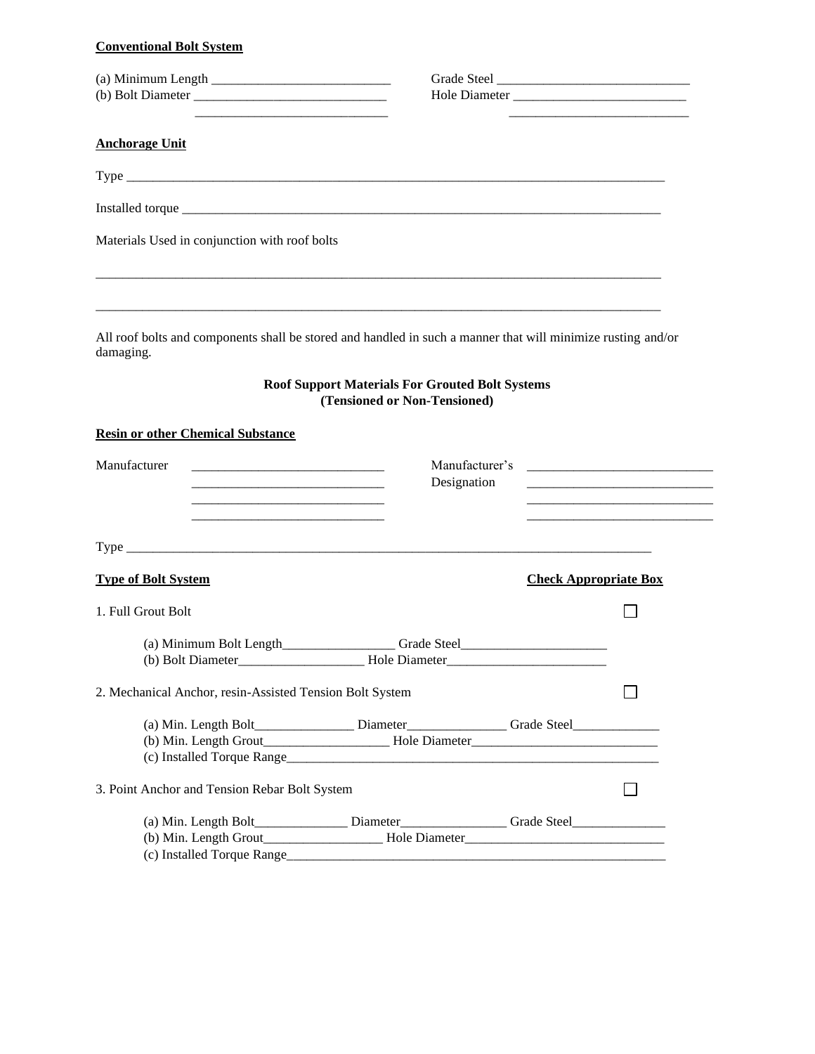**Conventional Bolt System**

(a) Minimum Length ___________________________ Grade Steel _____________________________

(b) Bolt Diameter _____________________________ Hole Diameter __________________________

_____________________________ ___________________________

**Anchorage Unit**

Type ____________________________________________________________________________________

Installed torque __________________________________________________________________________

Materials Used in conjunction with roof bolts

___________________________________________________________________________________________

___________________________________________________________________________________________

All roof bolts and components shall be stored and handled in such a manner that will minimize rusting and/or damaging.

**Roof Support Materials For Grouted Bolt Systems (Tensioned or Non-Tensioned)**

**Resin or other Chemical Substance**

Manufacturer _____________________________ Manufacturer's Designation ____________________________

_____________________________ ____________________________

_____________________________ ____________________________

_____________________________ ____________________________

Type ____________________________________________________________________________________

**Type of Bolt System** **Check Appropriate Box**

1. Full Grout Bolt ☐

   (a) Minimum Bolt Length_________________ Grade Steel______________________

   (b) Bolt Diameter___________________ Hole Diameter________________________

2. Mechanical Anchor, resin-Assisted Tension Bolt System ☐

   (a) Min. Length Bolt_______________ Diameter_______________ Grade Steel_____________

   (b) Min. Length Grout___________________ Hole Diameter____________________________

   (c) Installed Torque Range__________________________________________________________

3. Point Anchor and Tension Rebar Bolt System ☐

   (a) Min. Length Bolt______________ Diameter________________ Grade Steel______________

   (b) Min. Length Grout__________________ Hole Diameter______________________________

   (c) Installed Torque Range__________________________________________________________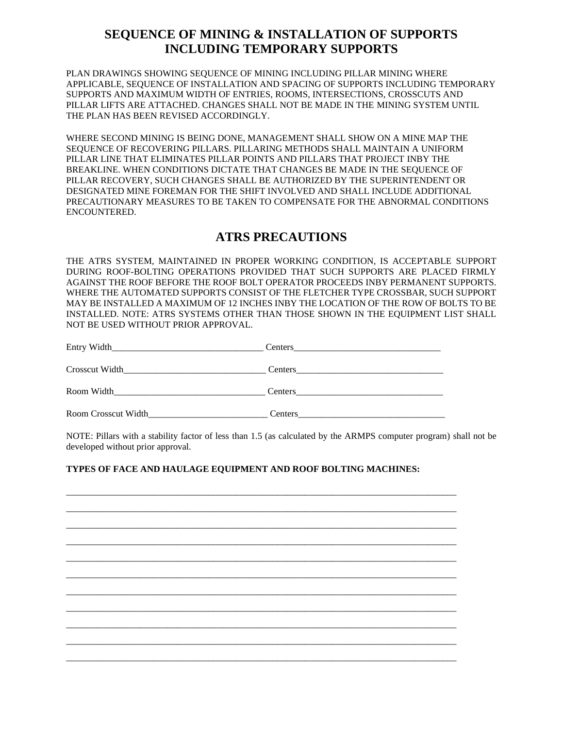# SEQUENCE OF MINING & INSTALLATION OF SUPPORTS INCLUDING TEMPORARY SUPPORTS

PLAN DRAWINGS SHOWING SEQUENCE OF MINING INCLUDING PILLAR MINING WHERE APPLICABLE, SEQUENCE OF INSTALLATION AND SPACING OF SUPPORTS INCLUDING TEMPORARY SUPPORTS AND MAXIMUM WIDTH OF ENTRIES, ROOMS, INTERSECTIONS, CROSSCUTS AND PILLAR LIFTS ARE ATTACHED. CHANGES SHALL NOT BE MADE IN THE MINING SYSTEM UNTIL THE PLAN HAS BEEN REVISED ACCORDINGLY.

WHERE SECOND MINING IS BEING DONE, MANAGEMENT SHALL SHOW ON A MINE MAP THE SEQUENCE OF RECOVERING PILLARS. PILLARING METHODS SHALL MAINTAIN A UNIFORM PILLAR LINE THAT ELIMINATES PILLAR POINTS AND PILLARS THAT PROJECT INBY THE BREAKLINE. WHEN CONDITIONS DICTATE THAT CHANGES BE MADE IN THE SEQUENCE OF PILLAR RECOVERY, SUCH CHANGES SHALL BE AUTHORIZED BY THE SUPERINTENDENT OR DESIGNATED MINE FOREMAN FOR THE SHIFT INVOLVED AND SHALL INCLUDE ADDITIONAL PRECAUTIONARY MEASURES TO BE TAKEN TO COMPENSATE FOR THE ABNORMAL CONDITIONS ENCOUNTERED.

## ATRS PRECAUTIONS

THE ATRS SYSTEM, MAINTAINED IN PROPER WORKING CONDITION, IS ACCEPTABLE SUPPORT DURING ROOF-BOLTING OPERATIONS PROVIDED THAT SUCH SUPPORTS ARE PLACED FIRMLY AGAINST THE ROOF BEFORE THE ROOF BOLT OPERATOR PROCEEDS INBY PERMANENT SUPPORTS. WHERE THE AUTOMATED SUPPORTS CONSIST OF THE FLETCHER TYPE CROSSBAR, SUCH SUPPORT MAY BE INSTALLED A MAXIMUM OF 12 INCHES INBY THE LOCATION OF THE ROW OF BOLTS TO BE INSTALLED. NOTE: ATRS SYSTEMS OTHER THAN THOSE SHOWN IN THE EQUIPMENT LIST SHALL NOT BE USED WITHOUT PRIOR APPROVAL.

Entry Width_________________________________ Centers_________________________________

Crosscut Width_______________________________ Centers_________________________________

Room Width_________________________________ Centers_________________________________

Room Crosscut Width__________________________ Centers_________________________________

NOTE: Pillars with a stability factor of less than 1.5 (as calculated by the ARMPS computer program) shall not be developed without prior approval.

**TYPES OF FACE AND HAULAGE EQUIPMENT AND ROOF BOLTING MACHINES:**

_____________________________________________________________________________________

_____________________________________________________________________________________

_____________________________________________________________________________________

_____________________________________________________________________________________

_____________________________________________________________________________________

_____________________________________________________________________________________

_____________________________________________________________________________________

_____________________________________________________________________________________

_____________________________________________________________________________________

_____________________________________________________________________________________

_____________________________________________________________________________________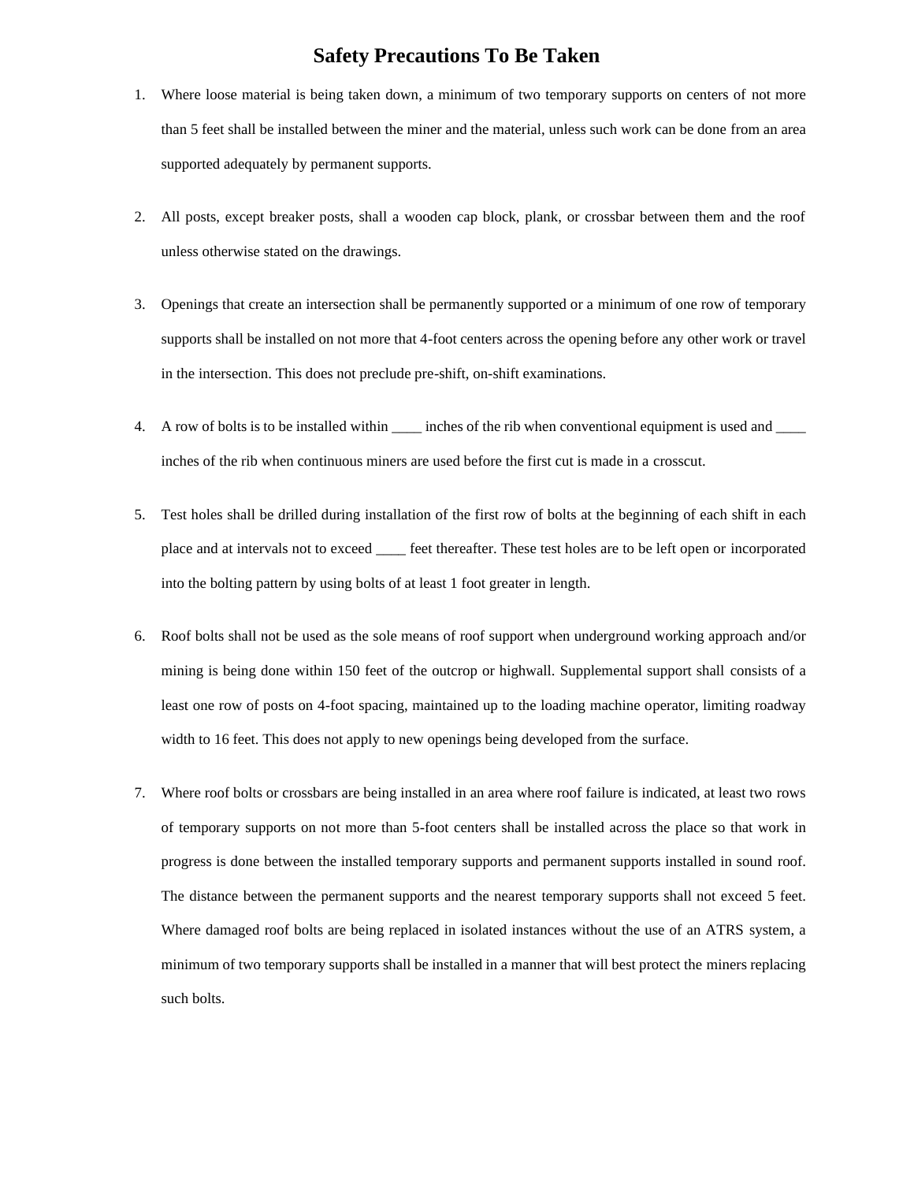# Safety Precautions To Be Taken

1. Where loose material is being taken down, a minimum of two temporary supports on centers of not more than 5 feet shall be installed between the miner and the material, unless such work can be done from an area supported adequately by permanent supports.

2. All posts, except breaker posts, shall a wooden cap block, plank, or crossbar between them and the roof unless otherwise stated on the drawings.

3. Openings that create an intersection shall be permanently supported or a minimum of one row of temporary supports shall be installed on not more that 4-foot centers across the opening before any other work or travel in the intersection. This does not preclude pre-shift, on-shift examinations.

4. A row of bolts is to be installed within ____ inches of the rib when conventional equipment is used and ____ inches of the rib when continuous miners are used before the first cut is made in a crosscut.

5. Test holes shall be drilled during installation of the first row of bolts at the beginning of each shift in each place and at intervals not to exceed ____ feet thereafter. These test holes are to be left open or incorporated into the bolting pattern by using bolts of at least 1 foot greater in length.

6. Roof bolts shall not be used as the sole means of roof support when underground working approach and/or mining is being done within 150 feet of the outcrop or highwall. Supplemental support shall consists of a least one row of posts on 4-foot spacing, maintained up to the loading machine operator, limiting roadway width to 16 feet. This does not apply to new openings being developed from the surface.

7. Where roof bolts or crossbars are being installed in an area where roof failure is indicated, at least two rows of temporary supports on not more than 5-foot centers shall be installed across the place so that work in progress is done between the installed temporary supports and permanent supports installed in sound roof. The distance between the permanent supports and the nearest temporary supports shall not exceed 5 feet. Where damaged roof bolts are being replaced in isolated instances without the use of an ATRS system, a minimum of two temporary supports shall be installed in a manner that will best protect the miners replacing such bolts.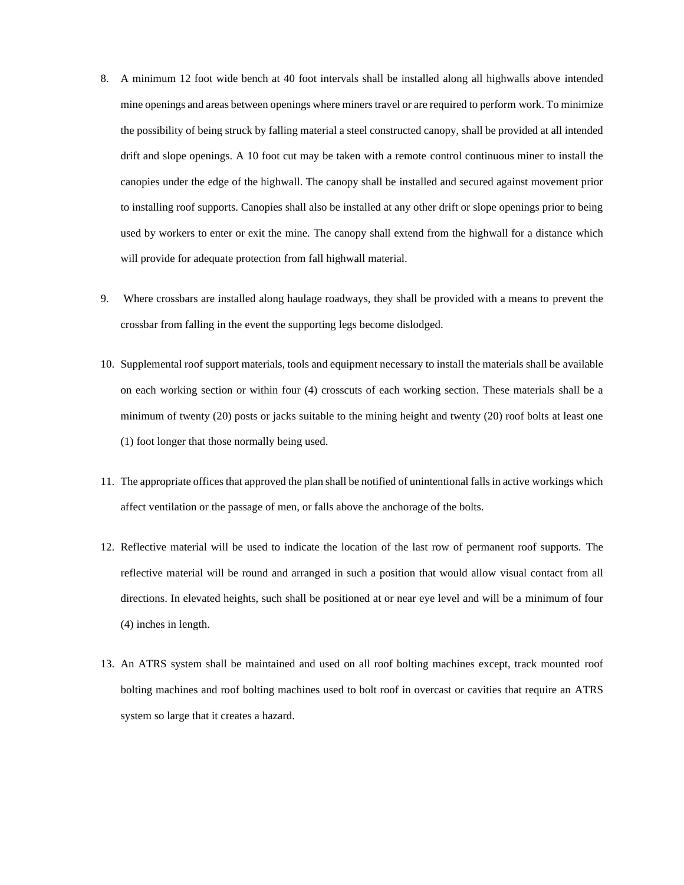8. A minimum 12 foot wide bench at 40 foot intervals shall be installed along all highwalls above intended mine openings and areas between openings where miners travel or are required to perform work. To minimize the possibility of being struck by falling material a steel constructed canopy, shall be provided at all intended drift and slope openings. A 10 foot cut may be taken with a remote control continuous miner to install the canopies under the edge of the highwall. The canopy shall be installed and secured against movement prior to installing roof supports. Canopies shall also be installed at any other drift or slope openings prior to being used by workers to enter or exit the mine. The canopy shall extend from the highwall for a distance which will provide for adequate protection from fall highwall material.

9. Where crossbars are installed along haulage roadways, they shall be provided with a means to prevent the crossbar from falling in the event the supporting legs become dislodged.

10. Supplemental roof support materials, tools and equipment necessary to install the materials shall be available on each working section or within four (4) crosscuts of each working section. These materials shall be a minimum of twenty (20) posts or jacks suitable to the mining height and twenty (20) roof bolts at least one (1) foot longer that those normally being used.

11. The appropriate offices that approved the plan shall be notified of unintentional falls in active workings which affect ventilation or the passage of men, or falls above the anchorage of the bolts.

12. Reflective material will be used to indicate the location of the last row of permanent roof supports. The reflective material will be round and arranged in such a position that would allow visual contact from all directions. In elevated heights, such shall be positioned at or near eye level and will be a minimum of four (4) inches in length.

13. An ATRS system shall be maintained and used on all roof bolting machines except, track mounted roof bolting machines and roof bolting machines used to bolt roof in overcast or cavities that require an ATRS system so large that it creates a hazard.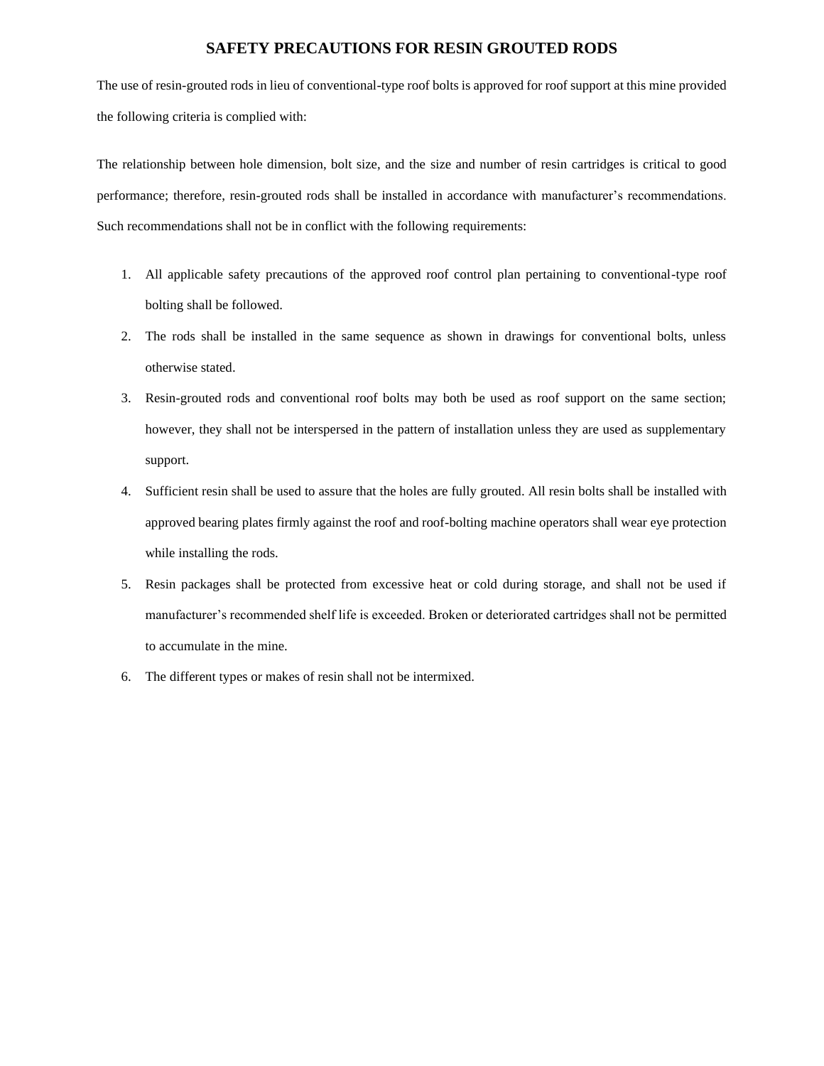# SAFETY PRECAUTIONS FOR RESIN GROUTED RODS

The use of resin-grouted rods in lieu of conventional-type roof bolts is approved for roof support at this mine provided the following criteria is complied with:

The relationship between hole dimension, bolt size, and the size and number of resin cartridges is critical to good performance; therefore, resin-grouted rods shall be installed in accordance with manufacturer's recommendations. Such recommendations shall not be in conflict with the following requirements:

1. All applicable safety precautions of the approved roof control plan pertaining to conventional-type roof bolting shall be followed.
2. The rods shall be installed in the same sequence as shown in drawings for conventional bolts, unless otherwise stated.
3. Resin-grouted rods and conventional roof bolts may both be used as roof support on the same section; however, they shall not be interspersed in the pattern of installation unless they are used as supplementary support.
4. Sufficient resin shall be used to assure that the holes are fully grouted. All resin bolts shall be installed with approved bearing plates firmly against the roof and roof-bolting machine operators shall wear eye protection while installing the rods.
5. Resin packages shall be protected from excessive heat or cold during storage, and shall not be used if manufacturer's recommended shelf life is exceeded. Broken or deteriorated cartridges shall not be permitted to accumulate in the mine.
6. The different types or makes of resin shall not be intermixed.